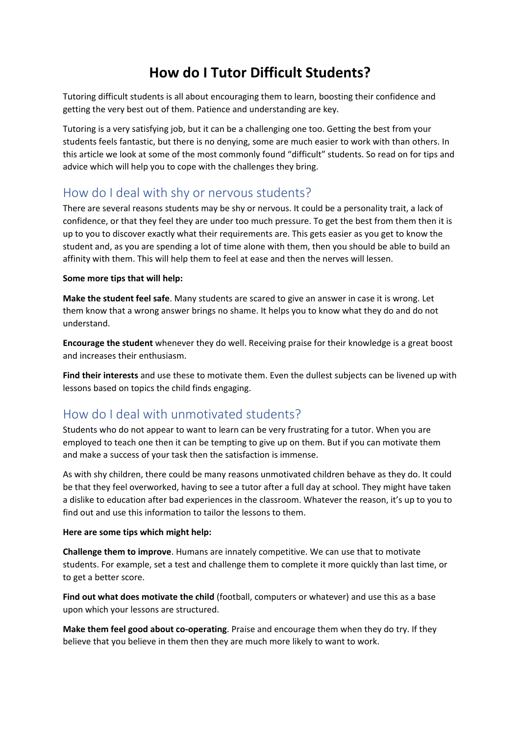# How do I Tutor Difficult Students?

Tutoring difficult students is all about encouraging them to learn, boosting their confidence and getting the very best out of them. Patience and understanding are key.

Tutoring is a very satisfying job, but it can be a challenging one too. Getting the best from your students feels fantastic, but there is no denying, some are much easier to work with than others. In this article we look at some of the most commonly found "difficult" students. So read on for tips and advice which will help you to cope with the challenges they bring.

## How do I deal with shy or nervous students?

There are several reasons students may be shy or nervous. It could be a personality trait, a lack of confidence, or that they feel they are under too much pressure. To get the best from them then it is up to you to discover exactly what their requirements are. This gets easier as you get to know the student and, as you are spending a lot of time alone with them, then you should be able to build an affinity with them. This will help them to feel at ease and then the nerves will lessen.

**Some more tips that will help:**

**Make the student feel safe**. Many students are scared to give an answer in case it is wrong. Let them know that a wrong answer brings no shame. It helps you to know what they do and do not understand.

**Encourage the student** whenever they do well. Receiving praise for their knowledge is a great boost and increases their enthusiasm.

**Find their interests** and use these to motivate them. Even the dullest subjects can be livened up with lessons based on topics the child finds engaging.

## How do I deal with unmotivated students?

Students who do not appear to want to learn can be very frustrating for a tutor. When you are employed to teach one then it can be tempting to give up on them. But if you can motivate them and make a success of your task then the satisfaction is immense.

As with shy children, there could be many reasons unmotivated children behave as they do. It could be that they feel overworked, having to see a tutor after a full day at school. They might have taken a dislike to education after bad experiences in the classroom. Whatever the reason, it's up to you to find out and use this information to tailor the lessons to them.

**Here are some tips which might help:**

**Challenge them to improve**. Humans are innately competitive. We can use that to motivate students. For example, set a test and challenge them to complete it more quickly than last time, or to get a better score.

**Find out what does motivate the child** (football, computers or whatever) and use this as a base upon which your lessons are structured.

**Make them feel good about co-operating**. Praise and encourage them when they do try. If they believe that you believe in them then they are much more likely to want to work.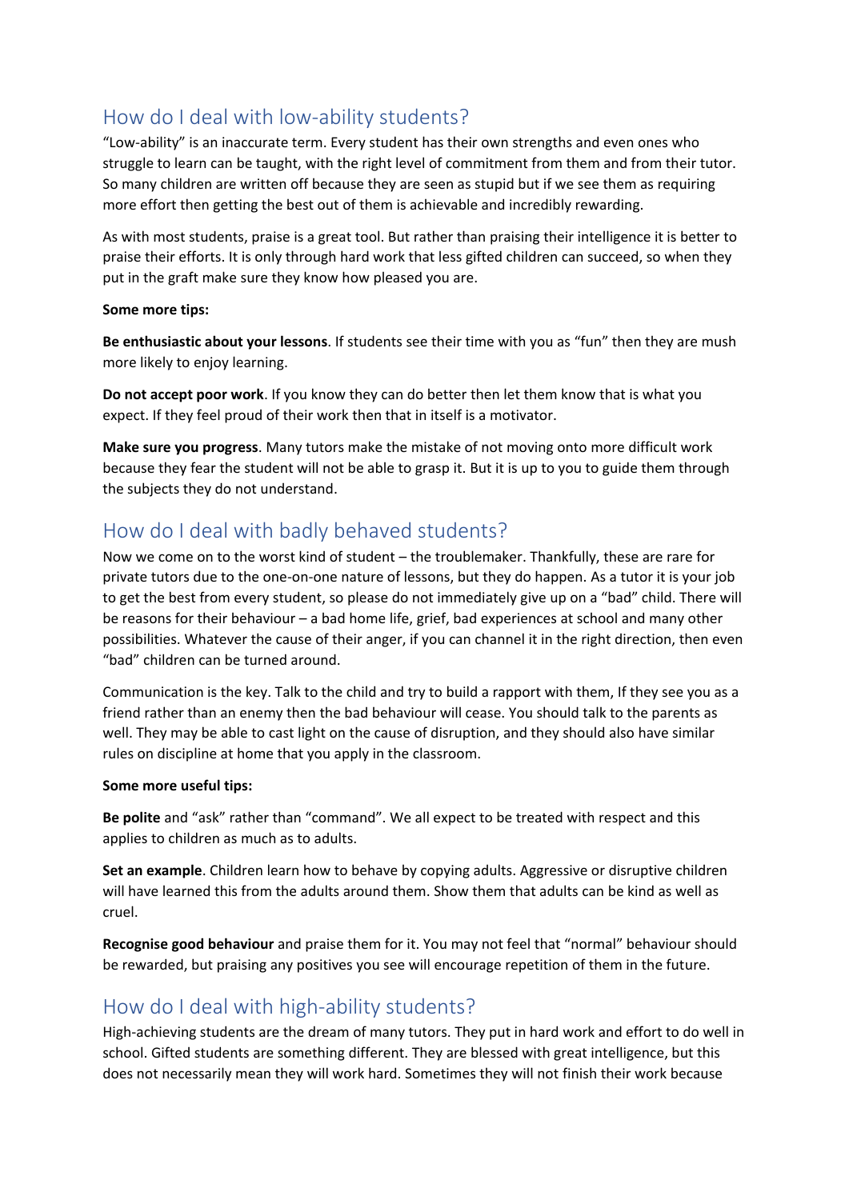## How do I deal with low-ability students?

"Low-ability" is an inaccurate term. Every student has their own strengths and even ones who struggle to learn can be taught, with the right level of commitment from them and from their tutor. So many children are written off because they are seen as stupid but if we see them as requiring more effort then getting the best out of them is achievable and incredibly rewarding.

As with most students, praise is a great tool. But rather than praising their intelligence it is better to praise their efforts. It is only through hard work that less gifted children can succeed, so when they put in the graft make sure they know how pleased you are.

**Some more tips:**

**Be enthusiastic about your lessons**. If students see their time with you as "fun" then they are mush more likely to enjoy learning.

**Do not accept poor work**. If you know they can do better then let them know that is what you expect. If they feel proud of their work then that in itself is a motivator.

**Make sure you progress**. Many tutors make the mistake of not moving onto more difficult work because they fear the student will not be able to grasp it. But it is up to you to guide them through the subjects they do not understand.

## How do I deal with badly behaved students?

Now we come on to the worst kind of student – the troublemaker. Thankfully, these are rare for private tutors due to the one-on-one nature of lessons, but they do happen. As a tutor it is your job to get the best from every student, so please do not immediately give up on a "bad" child. There will be reasons for their behaviour – a bad home life, grief, bad experiences at school and many other possibilities. Whatever the cause of their anger, if you can channel it in the right direction, then even "bad" children can be turned around.

Communication is the key. Talk to the child and try to build a rapport with them, If they see you as a friend rather than an enemy then the bad behaviour will cease. You should talk to the parents as well. They may be able to cast light on the cause of disruption, and they should also have similar rules on discipline at home that you apply in the classroom.

**Some more useful tips:**

**Be polite** and "ask" rather than "command". We all expect to be treated with respect and this applies to children as much as to adults.

**Set an example**. Children learn how to behave by copying adults. Aggressive or disruptive children will have learned this from the adults around them. Show them that adults can be kind as well as cruel.

**Recognise good behaviour** and praise them for it. You may not feel that "normal" behaviour should be rewarded, but praising any positives you see will encourage repetition of them in the future.

## How do I deal with high-ability students?

High-achieving students are the dream of many tutors. They put in hard work and effort to do well in school. Gifted students are something different. They are blessed with great intelligence, but this does not necessarily mean they will work hard. Sometimes they will not finish their work because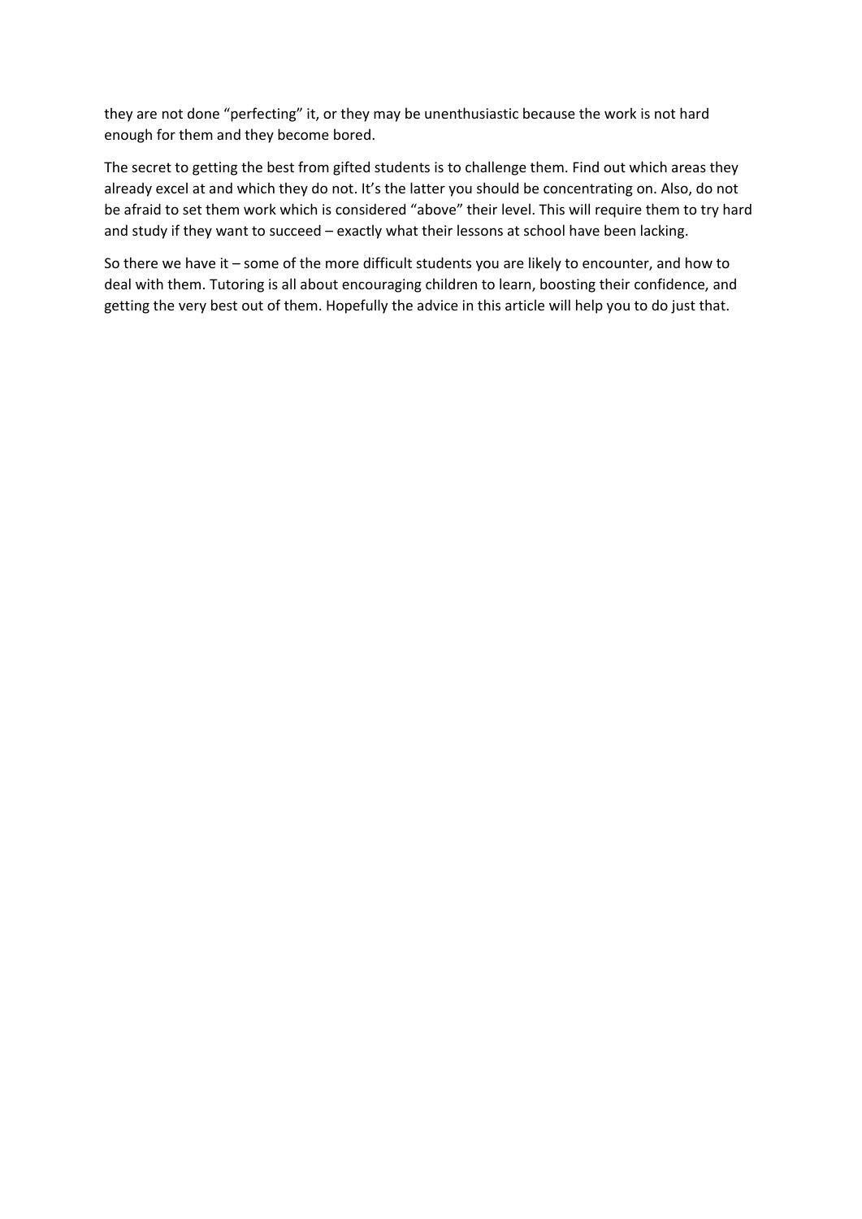they are not done “perfecting” it, or they may be unenthusiastic because the work is not hard enough for them and they become bored.

The secret to getting the best from gifted students is to challenge them. Find out which areas they already excel at and which they do not. It’s the latter you should be concentrating on. Also, do not be afraid to set them work which is considered “above” their level. This will require them to try hard and study if they want to succeed – exactly what their lessons at school have been lacking.

So there we have it – some of the more difficult students you are likely to encounter, and how to deal with them. Tutoring is all about encouraging children to learn, boosting their confidence, and getting the very best out of them. Hopefully the advice in this article will help you to do just that.